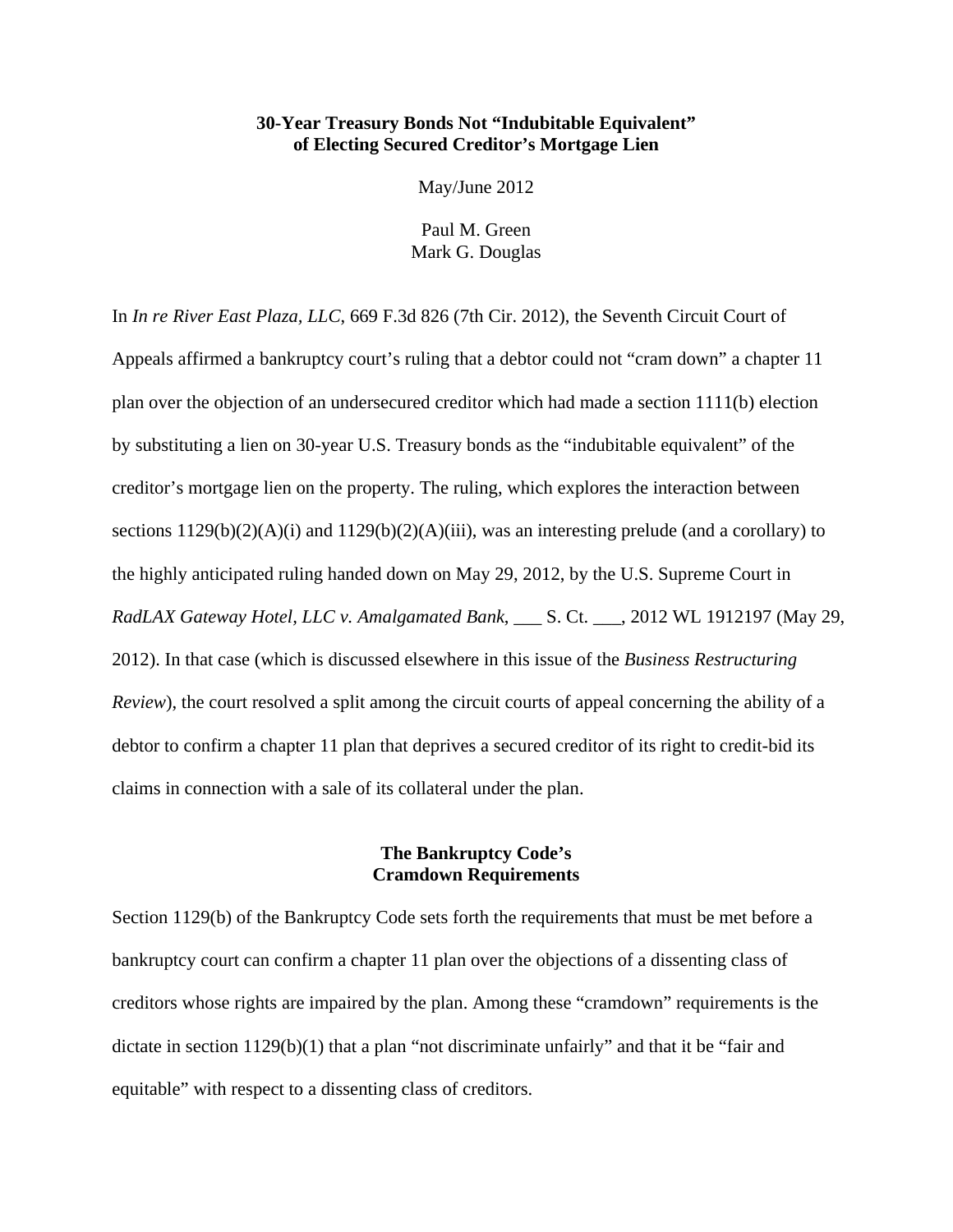# 30-Year Treasury Bonds Not "Indubitable Equivalent" of Electing Secured Creditor's Mortgage Lien

May/June 2012

Paul M. Green
Mark G. Douglas

In *In re River East Plaza, LLC*, 669 F.3d 826 (7th Cir. 2012), the Seventh Circuit Court of Appeals affirmed a bankruptcy court's ruling that a debtor could not "cram down" a chapter 11 plan over the objection of an undersecured creditor which had made a section 1111(b) election by substituting a lien on 30-year U.S. Treasury bonds as the "indubitable equivalent" of the creditor's mortgage lien on the property. The ruling, which explores the interaction between sections 1129(b)(2)(A)(i) and 1129(b)(2)(A)(iii), was an interesting prelude (and a corollary) to the highly anticipated ruling handed down on May 29, 2012, by the U.S. Supreme Court in *RadLAX Gateway Hotel, LLC v. Amalgamated Bank*, ___ S. Ct. ___, 2012 WL 1912197 (May 29, 2012). In that case (which is discussed elsewhere in this issue of the *Business Restructuring Review*), the court resolved a split among the circuit courts of appeal concerning the ability of a debtor to confirm a chapter 11 plan that deprives a secured creditor of its right to credit-bid its claims in connection with a sale of its collateral under the plan.

## The Bankruptcy Code's Cramdown Requirements

Section 1129(b) of the Bankruptcy Code sets forth the requirements that must be met before a bankruptcy court can confirm a chapter 11 plan over the objections of a dissenting class of creditors whose rights are impaired by the plan. Among these "cramdown" requirements is the dictate in section 1129(b)(1) that a plan "not discriminate unfairly" and that it be "fair and equitable" with respect to a dissenting class of creditors.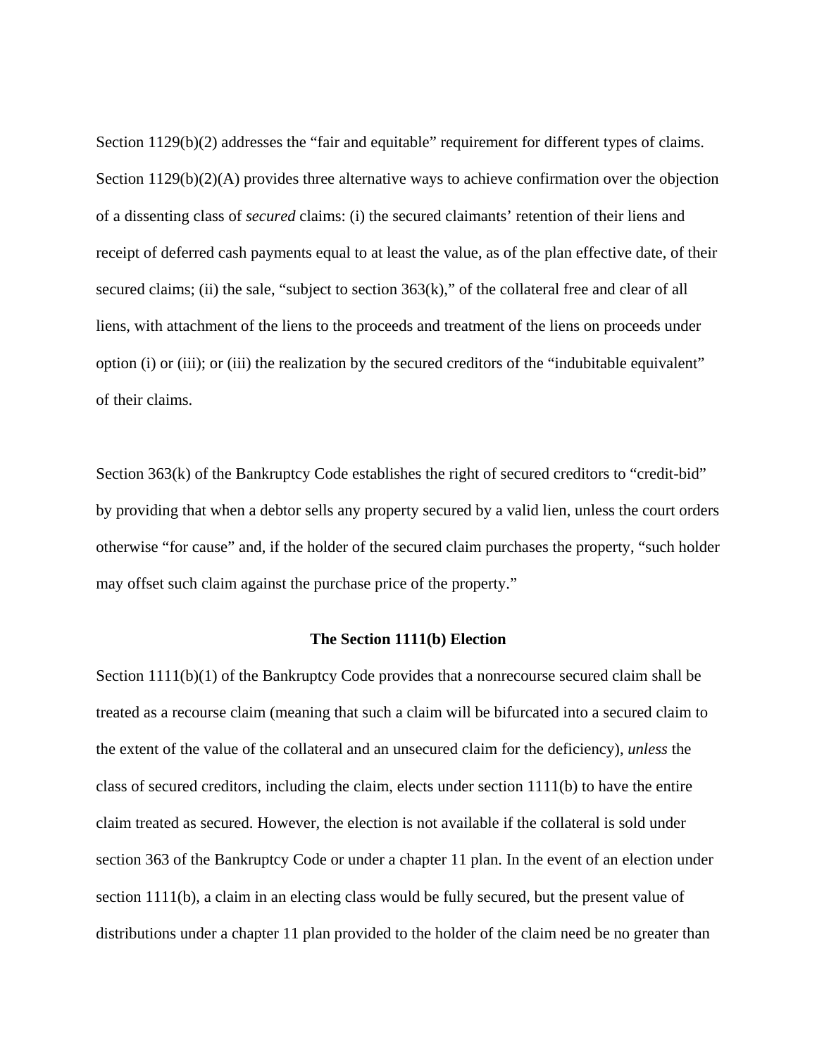Section 1129(b)(2) addresses the "fair and equitable" requirement for different types of claims. Section 1129(b)(2)(A) provides three alternative ways to achieve confirmation over the objection of a dissenting class of *secured* claims: (i) the secured claimants' retention of their liens and receipt of deferred cash payments equal to at least the value, as of the plan effective date, of their secured claims; (ii) the sale, "subject to section 363(k)," of the collateral free and clear of all liens, with attachment of the liens to the proceeds and treatment of the liens on proceeds under option (i) or (iii); or (iii) the realization by the secured creditors of the "indubitable equivalent" of their claims.

Section 363(k) of the Bankruptcy Code establishes the right of secured creditors to "credit-bid" by providing that when a debtor sells any property secured by a valid lien, unless the court orders otherwise "for cause" and, if the holder of the secured claim purchases the property, "such holder may offset such claim against the purchase price of the property."

**The Section 1111(b) Election**

Section 1111(b)(1) of the Bankruptcy Code provides that a nonrecourse secured claim shall be treated as a recourse claim (meaning that such a claim will be bifurcated into a secured claim to the extent of the value of the collateral and an unsecured claim for the deficiency), *unless* the class of secured creditors, including the claim, elects under section 1111(b) to have the entire claim treated as secured. However, the election is not available if the collateral is sold under section 363 of the Bankruptcy Code or under a chapter 11 plan. In the event of an election under section 1111(b), a claim in an electing class would be fully secured, but the present value of distributions under a chapter 11 plan provided to the holder of the claim need be no greater than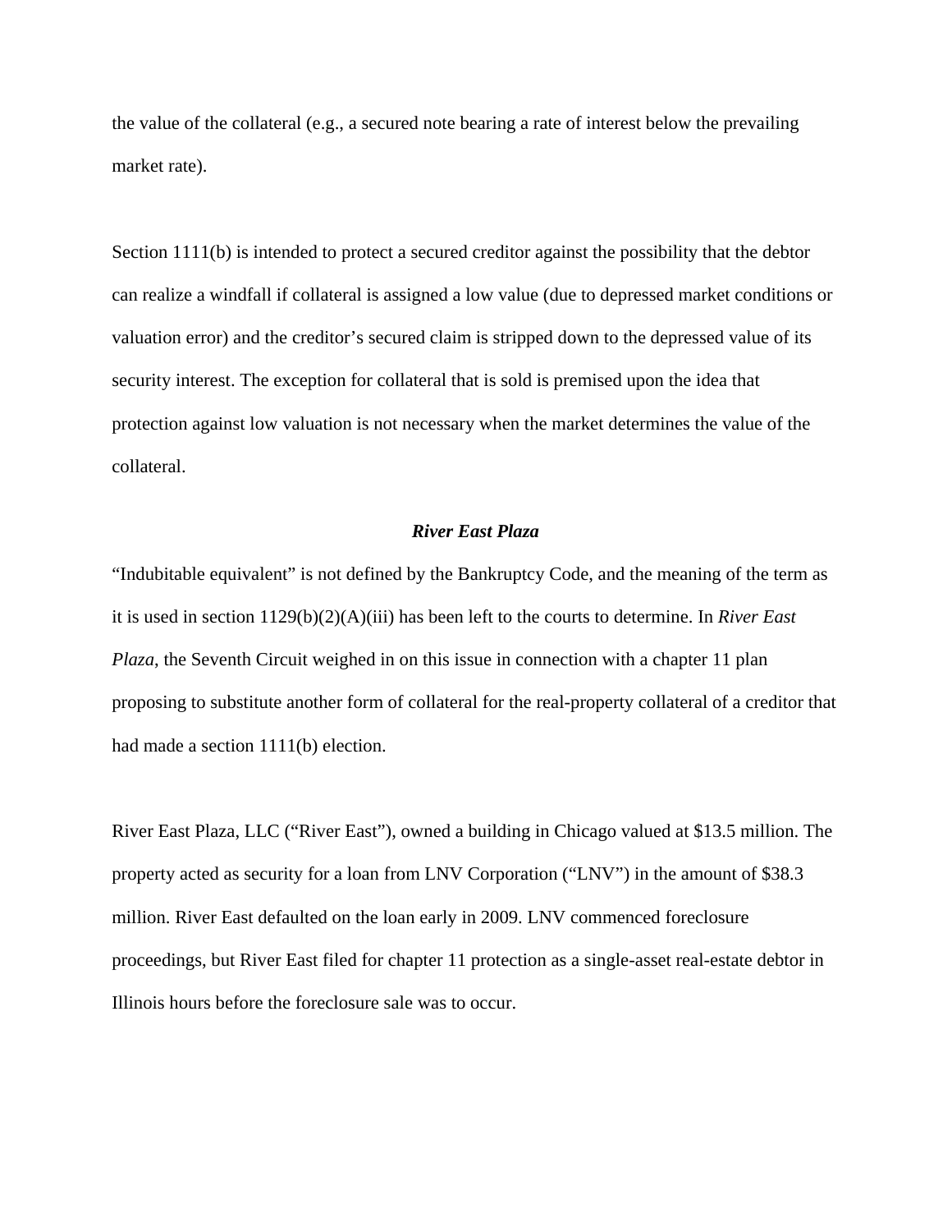the value of the collateral (e.g., a secured note bearing a rate of interest below the prevailing market rate).

Section 1111(b) is intended to protect a secured creditor against the possibility that the debtor can realize a windfall if collateral is assigned a low value (due to depressed market conditions or valuation error) and the creditor's secured claim is stripped down to the depressed value of its security interest. The exception for collateral that is sold is premised upon the idea that protection against low valuation is not necessary when the market determines the value of the collateral.

### ***River East Plaza***

"Indubitable equivalent" is not defined by the Bankruptcy Code, and the meaning of the term as it is used in section 1129(b)(2)(A)(iii) has been left to the courts to determine. In *River East Plaza*, the Seventh Circuit weighed in on this issue in connection with a chapter 11 plan proposing to substitute another form of collateral for the real-property collateral of a creditor that had made a section 1111(b) election.

River East Plaza, LLC ("River East"), owned a building in Chicago valued at $13.5 million. The property acted as security for a loan from LNV Corporation ("LNV") in the amount of $38.3 million. River East defaulted on the loan early in 2009. LNV commenced foreclosure proceedings, but River East filed for chapter 11 protection as a single-asset real-estate debtor in Illinois hours before the foreclosure sale was to occur.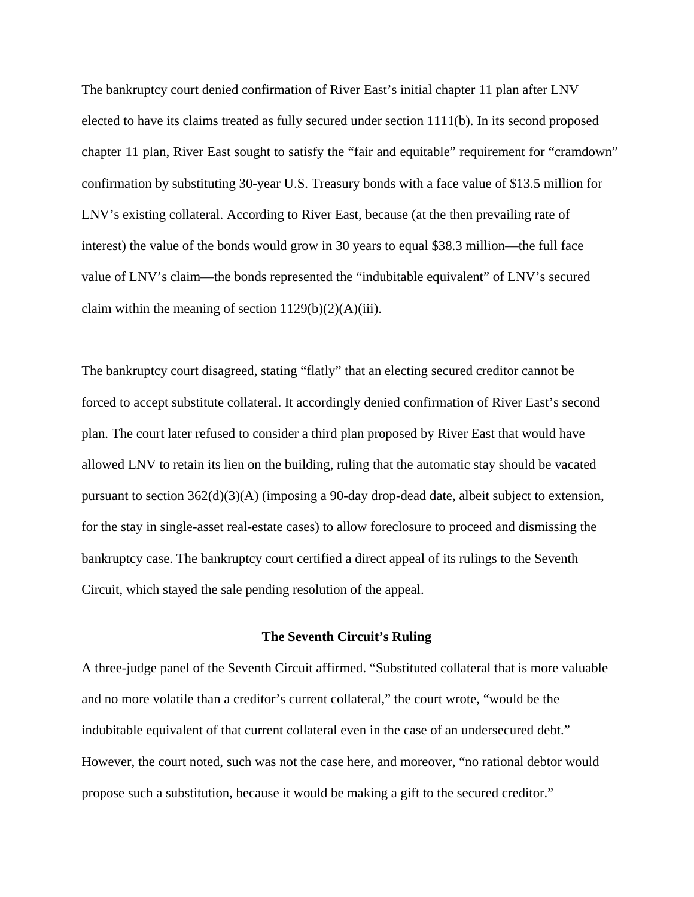The bankruptcy court denied confirmation of River East's initial chapter 11 plan after LNV elected to have its claims treated as fully secured under section 1111(b). In its second proposed chapter 11 plan, River East sought to satisfy the "fair and equitable" requirement for "cramdown" confirmation by substituting 30-year U.S. Treasury bonds with a face value of $13.5 million for LNV's existing collateral. According to River East, because (at the then prevailing rate of interest) the value of the bonds would grow in 30 years to equal $38.3 million—the full face value of LNV's claim—the bonds represented the "indubitable equivalent" of LNV's secured claim within the meaning of section 1129(b)(2)(A)(iii).

The bankruptcy court disagreed, stating "flatly" that an electing secured creditor cannot be forced to accept substitute collateral. It accordingly denied confirmation of River East's second plan. The court later refused to consider a third plan proposed by River East that would have allowed LNV to retain its lien on the building, ruling that the automatic stay should be vacated pursuant to section 362(d)(3)(A) (imposing a 90-day drop-dead date, albeit subject to extension, for the stay in single-asset real-estate cases) to allow foreclosure to proceed and dismissing the bankruptcy case. The bankruptcy court certified a direct appeal of its rulings to the Seventh Circuit, which stayed the sale pending resolution of the appeal.

## The Seventh Circuit's Ruling

A three-judge panel of the Seventh Circuit affirmed. "Substituted collateral that is more valuable and no more volatile than a creditor's current collateral," the court wrote, "would be the indubitable equivalent of that current collateral even in the case of an undersecured debt." However, the court noted, such was not the case here, and moreover, "no rational debtor would propose such a substitution, because it would be making a gift to the secured creditor."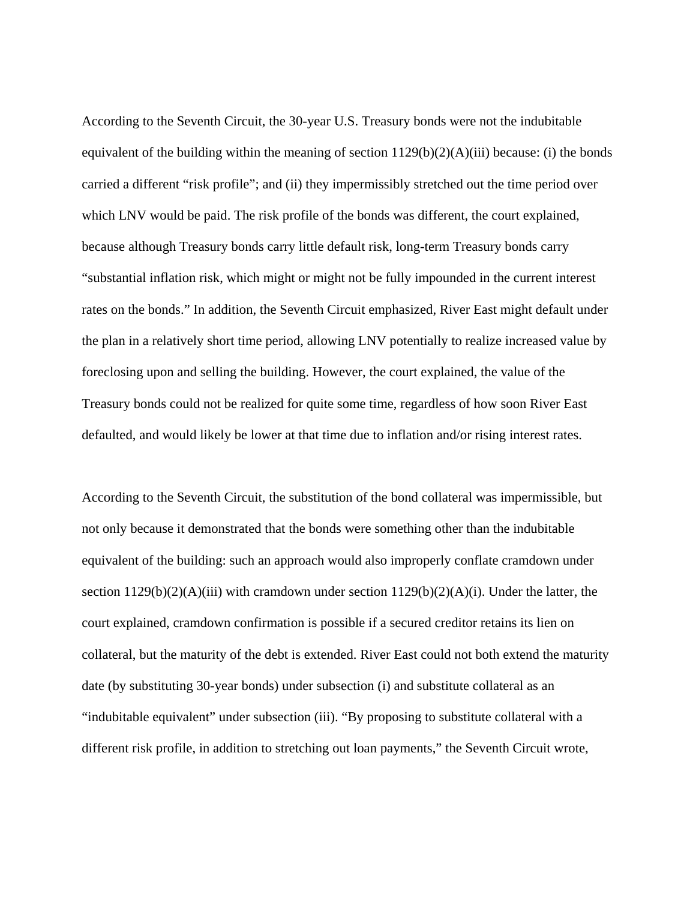According to the Seventh Circuit, the 30-year U.S. Treasury bonds were not the indubitable equivalent of the building within the meaning of section 1129(b)(2)(A)(iii) because: (i) the bonds carried a different "risk profile"; and (ii) they impermissibly stretched out the time period over which LNV would be paid. The risk profile of the bonds was different, the court explained, because although Treasury bonds carry little default risk, long-term Treasury bonds carry "substantial inflation risk, which might or might not be fully impounded in the current interest rates on the bonds." In addition, the Seventh Circuit emphasized, River East might default under the plan in a relatively short time period, allowing LNV potentially to realize increased value by foreclosing upon and selling the building. However, the court explained, the value of the Treasury bonds could not be realized for quite some time, regardless of how soon River East defaulted, and would likely be lower at that time due to inflation and/or rising interest rates.

According to the Seventh Circuit, the substitution of the bond collateral was impermissible, but not only because it demonstrated that the bonds were something other than the indubitable equivalent of the building: such an approach would also improperly conflate cramdown under section 1129(b)(2)(A)(iii) with cramdown under section 1129(b)(2)(A)(i). Under the latter, the court explained, cramdown confirmation is possible if a secured creditor retains its lien on collateral, but the maturity of the debt is extended. River East could not both extend the maturity date (by substituting 30-year bonds) under subsection (i) and substitute collateral as an "indubitable equivalent" under subsection (iii). "By proposing to substitute collateral with a different risk profile, in addition to stretching out loan payments," the Seventh Circuit wrote,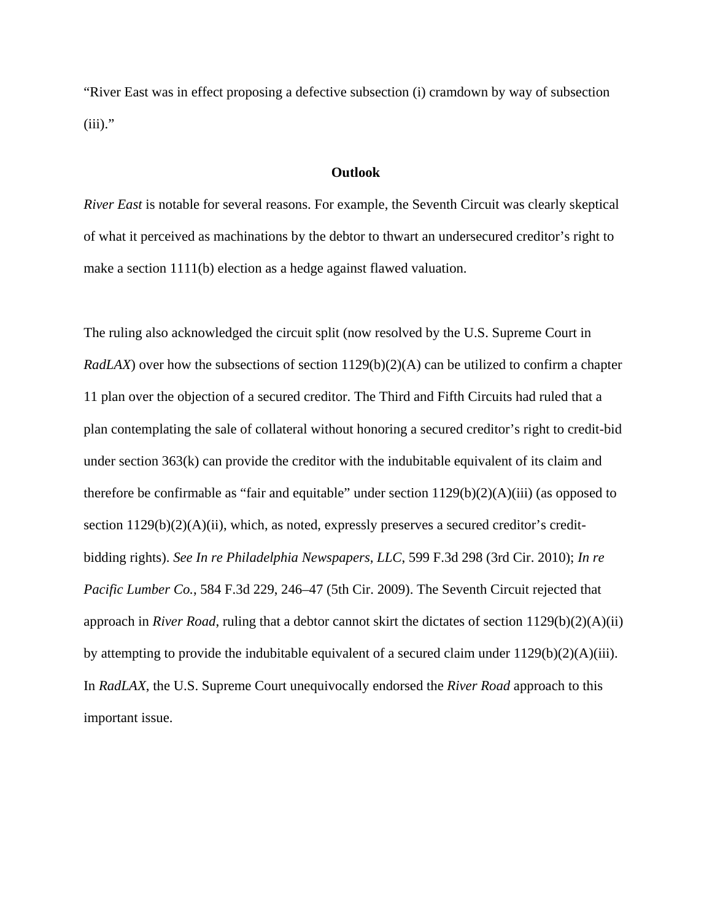"River East was in effect proposing a defective subsection (i) cramdown by way of subsection (iii)."

## Outlook

*River East* is notable for several reasons. For example, the Seventh Circuit was clearly skeptical of what it perceived as machinations by the debtor to thwart an undersecured creditor's right to make a section 1111(b) election as a hedge against flawed valuation.

The ruling also acknowledged the circuit split (now resolved by the U.S. Supreme Court in *RadLAX*) over how the subsections of section 1129(b)(2)(A) can be utilized to confirm a chapter 11 plan over the objection of a secured creditor. The Third and Fifth Circuits had ruled that a plan contemplating the sale of collateral without honoring a secured creditor's right to credit-bid under section 363(k) can provide the creditor with the indubitable equivalent of its claim and therefore be confirmable as "fair and equitable" under section 1129(b)(2)(A)(iii) (as opposed to section 1129(b)(2)(A)(ii), which, as noted, expressly preserves a secured creditor's credit-bidding rights). *See In re Philadelphia Newspapers, LLC*, 599 F.3d 298 (3rd Cir. 2010); *In re Pacific Lumber Co.*, 584 F.3d 229, 246–47 (5th Cir. 2009). The Seventh Circuit rejected that approach in *River Road*, ruling that a debtor cannot skirt the dictates of section 1129(b)(2)(A)(ii) by attempting to provide the indubitable equivalent of a secured claim under 1129(b)(2)(A)(iii). In *RadLAX*, the U.S. Supreme Court unequivocally endorsed the *River Road* approach to this important issue.